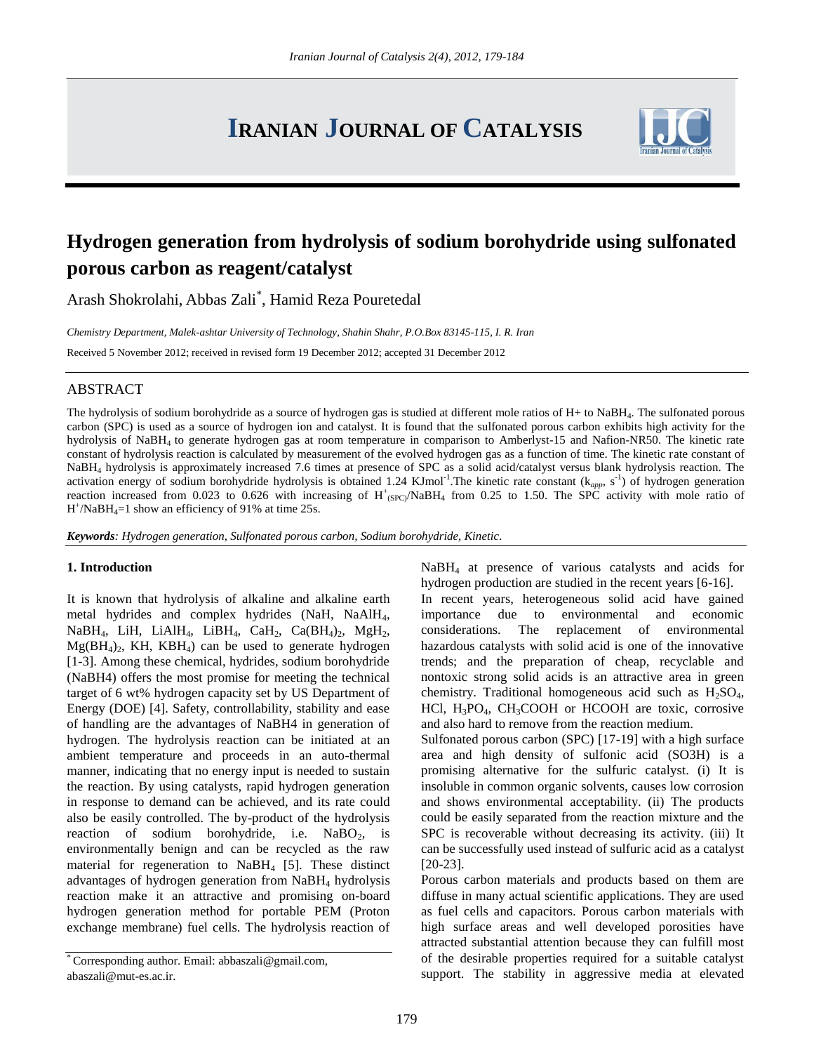# Hydrogen generation from hydrolysis of sodium borohydride using sulfonated porous carbon as reagent/catalyst

Arash Shokrolahi, Abbas Zali*, Hamid Reza Pouretedal

*Chemistry Department, Malek-ashtar University of Technology, Shahin Shahr, P.O.Box 83145-115, I. R. Iran*

Received 5 November 2012; received in revised form 19 December 2012; accepted 31 December 2012

## ABSTRACT

The hydrolysis of sodium borohydride as a source of hydrogen gas is studied at different mole ratios of H+ to $NaBH_4$. The sulfonated porous carbon (SPC) is used as a source of hydrogen ion and catalyst. It is found that the sulfonated porous carbon exhibits high activity for the hydrolysis of $NaBH_4$ to generate hydrogen gas at room temperature in comparison to Amberlyst-15 and Nafion-NR50. The kinetic rate constant of hydrolysis reaction is calculated by measurement of the evolved hydrogen gas as a function of time. The kinetic rate constant of $NaBH_4$ hydrolysis is approximately increased 7.6 times at presence of SPC as a solid acid/catalyst versus blank hydrolysis reaction. The activation energy of sodium borohydride hydrolysis is obtained 1.24 $KJmol^{-1}$.The kinetic rate constant ($k_{app}$, $s^{-1}$) of hydrogen generation reaction increased from 0.023 to 0.626 with increasing of $H^+_{(SPC)}/NaBH_4$ from 0.25 to 1.50. The SPC activity with mole ratio of $H^+/NaBH_4$=1 show an efficiency of 91% at time 25s.

***Keywords**: Hydrogen generation, Sulfonated porous carbon, Sodium borohydride, Kinetic.*

### 1. Introduction

It is known that hydrolysis of alkaline and alkaline earth metal hydrides and complex hydrides (NaH, $NaAlH_4$, $NaBH_4$, LiH, $LiAlH_4$, $LiBH_4$, $CaH_2$, $Ca(BH_4)_2$, $MgH_2$, $Mg(BH_4)_2$, KH, $KBH_4$) can be used to generate hydrogen [1-3]. Among these chemical, hydrides, sodium borohydride (NaBH4) offers the most promise for meeting the technical target of 6 wt% hydrogen capacity set by US Department of Energy (DOE) [4]. Safety, controllability, stability and ease of handling are the advantages of NaBH4 in generation of hydrogen. The hydrolysis reaction can be initiated at an ambient temperature and proceeds in an auto-thermal manner, indicating that no energy input is needed to sustain the reaction. By using catalysts, rapid hydrogen generation in response to demand can be achieved, and its rate could also be easily controlled. The by-product of the hydrolysis reaction of sodium borohydride, i.e. $NaBO_2$, is environmentally benign and can be recycled as the raw material for regeneration to $NaBH_4$ [5]. These distinct advantages of hydrogen generation from $NaBH_4$ hydrolysis reaction make it an attractive and promising on-board hydrogen generation method for portable PEM (Proton exchange membrane) fuel cells. The hydrolysis reaction of $NaBH_4$ at presence of various catalysts and acids for hydrogen production are studied in the recent years [6-16].

In recent years, heterogeneous solid acid have gained importance due to environmental and economic considerations. The replacement of environmental hazardous catalysts with solid acid is one of the innovative trends; and the preparation of cheap, recyclable and nontoxic strong solid acids is an attractive area in green chemistry. Traditional homogeneous acid such as $H_2SO_4$, HCl, $H_3PO_4$, $CH_3COOH$ or HCOOH are toxic, corrosive and also hard to remove from the reaction medium.

Sulfonated porous carbon (SPC) [17-19] with a high surface area and high density of sulfonic acid (SO3H) is a promising alternative for the sulfuric catalyst. (i) It is insoluble in common organic solvents, causes low corrosion and shows environmental acceptability. (ii) The products could be easily separated from the reaction mixture and the SPC is recoverable without decreasing its activity. (iii) It can be successfully used instead of sulfuric acid as a catalyst [20-23].

Porous carbon materials and products based on them are diffuse in many actual scientific applications. They are used as fuel cells and capacitors. Porous carbon materials with high surface areas and well developed porosities have attracted substantial attention because they can fulfill most of the desirable properties required for a suitable catalyst support. The stability in aggressive media at elevated

\* Corresponding author. Email: abbaszali@gmail.com, abaszali@mut-es.ac.ir.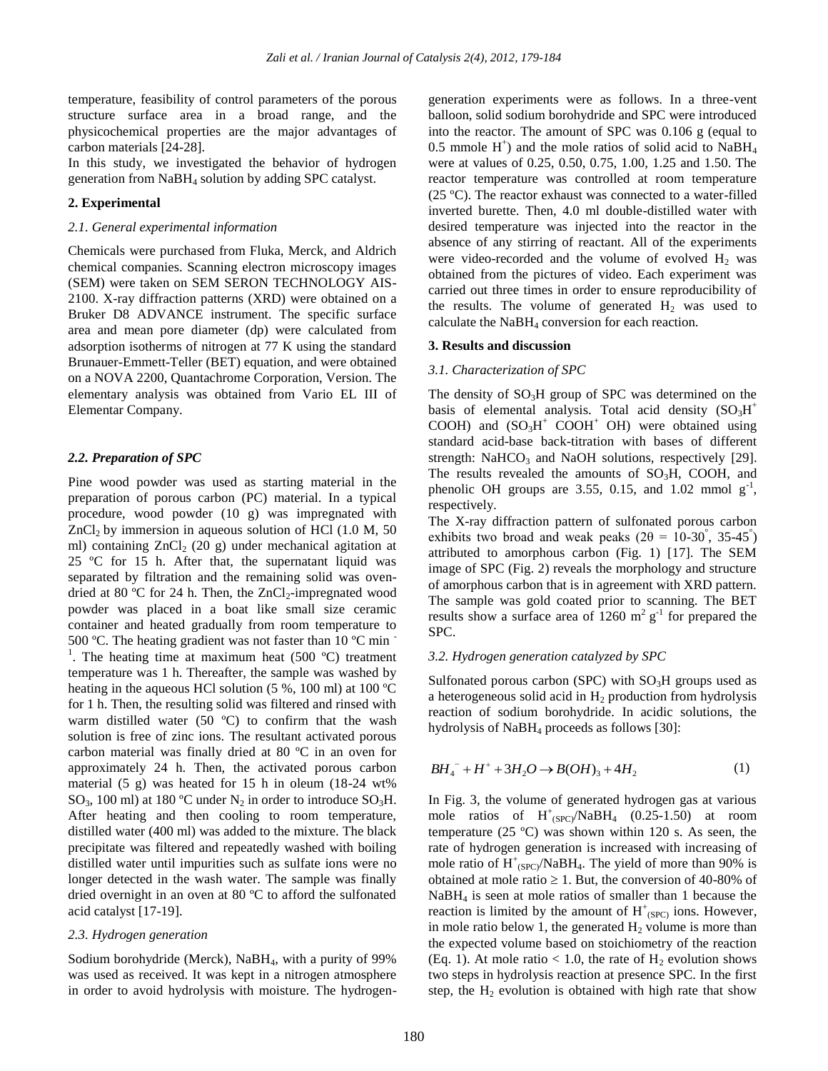temperature, feasibility of control parameters of the porous structure surface area in a broad range, and the physicochemical properties are the major advantages of carbon materials [24-28].

In this study, we investigated the behavior of hydrogen generation from $NaBH_4$ solution by adding SPC catalyst.

## 2. Experimental

### *2.1. General experimental information*

Chemicals were purchased from Fluka, Merck, and Aldrich chemical companies. Scanning electron microscopy images (SEM) were taken on SEM SERON TECHNOLOGY AIS-2100. X-ray diffraction patterns (XRD) were obtained on a Bruker D8 ADVANCE instrument. The specific surface area and mean pore diameter (dp) were calculated from adsorption isotherms of nitrogen at 77 K using the standard Brunauer-Emmett-Teller (BET) equation, and were obtained on a NOVA 2200, Quantachrome Corporation, Version. The elementary analysis was obtained from Vario EL III of Elementar Company.

### ***2.2. Preparation of SPC***

Pine wood powder was used as starting material in the preparation of porous carbon (PC) material. In a typical procedure, wood powder (10 g) was impregnated with $ZnCl_2$ by immersion in aqueous solution of HCl (1.0 M, 50 ml) containing $ZnCl_2$ (20 g) under mechanical agitation at 25 ºC for 15 h. After that, the supernatant liquid was separated by filtration and the remaining solid was oven-dried at 80 ºC for 24 h. Then, the $ZnCl_2$-impregnated wood powder was placed in a boat like small size ceramic container and heated gradually from room temperature to 500 ºC. The heating gradient was not faster than 10 ºC min$^{-1}$. The heating time at maximum heat (500 ºC) treatment temperature was 1 h. Thereafter, the sample was washed by heating in the aqueous HCl solution (5 %, 100 ml) at 100 ºC for 1 h. Then, the resulting solid was filtered and rinsed with warm distilled water (50 ºC) to confirm that the wash solution is free of zinc ions. The resultant activated porous carbon material was finally dried at 80 ºC in an oven for approximately 24 h. Then, the activated porous carbon material (5 g) was heated for 15 h in oleum (18-24 wt% $SO_3$, 100 ml) at 180 ºC under $N_2$ in order to introduce $SO_3H$. After heating and then cooling to room temperature, distilled water (400 ml) was added to the mixture. The black precipitate was filtered and repeatedly washed with boiling distilled water until impurities such as sulfate ions were no longer detected in the wash water. The sample was finally dried overnight in an oven at 80 ºC to afford the sulfonated acid catalyst [17-19].

### *2.3. Hydrogen generation*

Sodium borohydride (Merck), $NaBH_4$, with a purity of 99% was used as received. It was kept in a nitrogen atmosphere in order to avoid hydrolysis with moisture. The hydrogen-generation experiments were as follows. In a three-vent balloon, solid sodium borohydride and SPC were introduced into the reactor. The amount of SPC was 0.106 g (equal to 0.5 mmole $H^+$) and the mole ratios of solid acid to $NaBH_4$ were at values of 0.25, 0.50, 0.75, 1.00, 1.25 and 1.50. The reactor temperature was controlled at room temperature (25 ºC). The reactor exhaust was connected to a water-filled inverted burette. Then, 4.0 ml double-distilled water with desired temperature was injected into the reactor in the absence of any stirring of reactant. All of the experiments were video-recorded and the volume of evolved $H_2$ was obtained from the pictures of video. Each experiment was carried out three times in order to ensure reproducibility of the results. The volume of generated $H_2$ was used to calculate the $NaBH_4$ conversion for each reaction.

## 3. Results and discussion

### *3.1. Characterization of SPC*

The density of $SO_3H$ group of SPC was determined on the basis of elemental analysis. Total acid density ($SO_3H^+$ COOH) and ($SO_3H^+$ $COOH^+$ OH) were obtained using standard acid-base back-titration with bases of different strength: $NaHCO_3$ and NaOH solutions, respectively [29]. The results revealed the amounts of $SO_3H$, COOH, and phenolic OH groups are 3.55, 0.15, and 1.02 mmol g$^{-1}$, respectively.

The X-ray diffraction pattern of sulfonated porous carbon exhibits two broad and weak peaks (2θ = 10-30°, 35-45°) attributed to amorphous carbon (Fig. 1) [17]. The SEM image of SPC (Fig. 2) reveals the morphology and structure of amorphous carbon that is in agreement with XRD pattern. The sample was gold coated prior to scanning. The BET results show a surface area of 1260 m$^2$ g$^{-1}$ for prepared the SPC.

### *3.2. Hydrogen generation catalyzed by SPC*

Sulfonated porous carbon (SPC) with $SO_3H$ groups used as a heterogeneous solid acid in $H_2$ production from hydrolysis reaction of sodium borohydride. In acidic solutions, the hydrolysis of $NaBH_4$ proceeds as follows [30]:

$$BH_4^- + H^+ + 3H_2O \rightarrow B(OH)_3 + 4H_2 \qquad (1)$$

In Fig. 3, the volume of generated hydrogen gas at various mole ratios of $H^+_{(SPC)}/NaBH_4$ (0.25-1.50) at room temperature (25 ºC) was shown within 120 s. As seen, the rate of hydrogen generation is increased with increasing of mole ratio of $H^+_{(SPC)}/NaBH_4$. The yield of more than 90% is obtained at mole ratio ≥ 1. But, the conversion of 40-80% of $NaBH_4$ is seen at mole ratios of smaller than 1 because the reaction is limited by the amount of $H^+_{(SPC)}$ ions. However, in mole ratio below 1, the generated $H_2$ volume is more than the expected volume based on stoichiometry of the reaction (Eq. 1). At mole ratio < 1.0, the rate of $H_2$ evolution shows two steps in hydrolysis reaction at presence SPC. In the first step, the $H_2$ evolution is obtained with high rate that show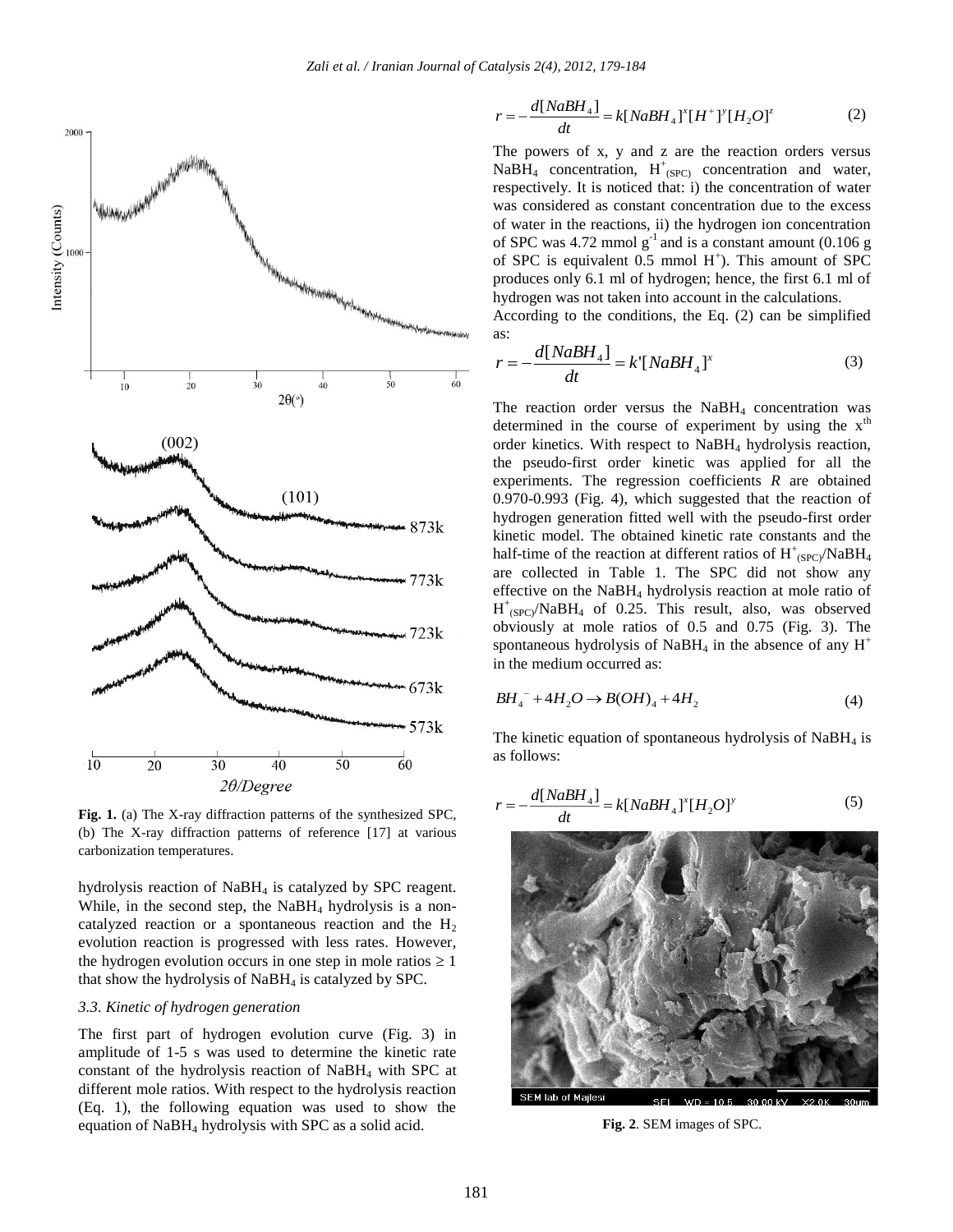Fig. 1. (a) The X-ray diffraction patterns of the synthesized SPC, (b) The X-ray diffraction patterns of reference [17] at various carbonization temperatures.

hydrolysis reaction of $NaBH_4$ is catalyzed by SPC reagent. While, in the second step, the $NaBH_4$ hydrolysis is a non-catalyzed reaction or a spontaneous reaction and the $H_2$ evolution reaction is progressed with less rates. However, the hydrogen evolution occurs in one step in mole ratios ≥ 1 that show the hydrolysis of $NaBH_4$ is catalyzed by SPC.

### *3.3. Kinetic of hydrogen generation*

The first part of hydrogen evolution curve (Fig. 3) in amplitude of 1-5 s was used to determine the kinetic rate constant of the hydrolysis reaction of $NaBH_4$ with SPC at different mole ratios. With respect to the hydrolysis reaction (Eq. 1), the following equation was used to show the equation of $NaBH_4$ hydrolysis with SPC as a solid acid.

$$r = -\frac{d[NaBH_4]}{dt} = k[NaBH_4]^x[H^+]^y[H_2O]^z \tag{2}$$

The powers of x, y and z are the reaction orders versus $NaBH_4$ concentration, $H^+_{(SPC)}$ concentration and water, respectively. It is noticed that: i) the concentration of water was considered as constant concentration due to the excess of water in the reactions, ii) the hydrogen ion concentration of SPC was 4.72 mmol $g^{-1}$ and is a constant amount (0.106 g of SPC is equivalent 0.5 mmol $H^+$). This amount of SPC produces only 6.1 ml of hydrogen; hence, the first 6.1 ml of hydrogen was not taken into account in the calculations.

According to the conditions, the Eq. (2) can be simplified as:

$$r = -\frac{d[NaBH_4]}{dt} = k'[NaBH_4]^x \tag{3}$$

The reaction order versus the $NaBH_4$ concentration was determined in the course of experiment by using the $x^{th}$ order kinetics. With respect to $NaBH_4$ hydrolysis reaction, the pseudo-first order kinetic was applied for all the experiments. The regression coefficients *R* are obtained 0.970-0.993 (Fig. 4), which suggested that the reaction of hydrogen generation fitted well with the pseudo-first order kinetic model. The obtained kinetic rate constants and the half-time of the reaction at different ratios of $H^+_{(SPC)}/NaBH_4$ are collected in Table 1. The SPC did not show any effective on the $NaBH_4$ hydrolysis reaction at mole ratio of $H^+_{(SPC)}/NaBH_4$ of 0.25. This result, also, was observed obviously at mole ratios of 0.5 and 0.75 (Fig. 3). The spontaneous hydrolysis of $NaBH_4$ in the absence of any $H^+$ in the medium occurred as:

$$BH_4^- + 4H_2O \rightarrow B(OH)_4 + 4H_2 \tag{4}$$

The kinetic equation of spontaneous hydrolysis of $NaBH_4$ is as follows:

$$r = -\frac{d[NaBH_4]}{dt} = k[NaBH_4]^x[H_2O]^y \tag{5}$$

Fig. 2. SEM images of SPC.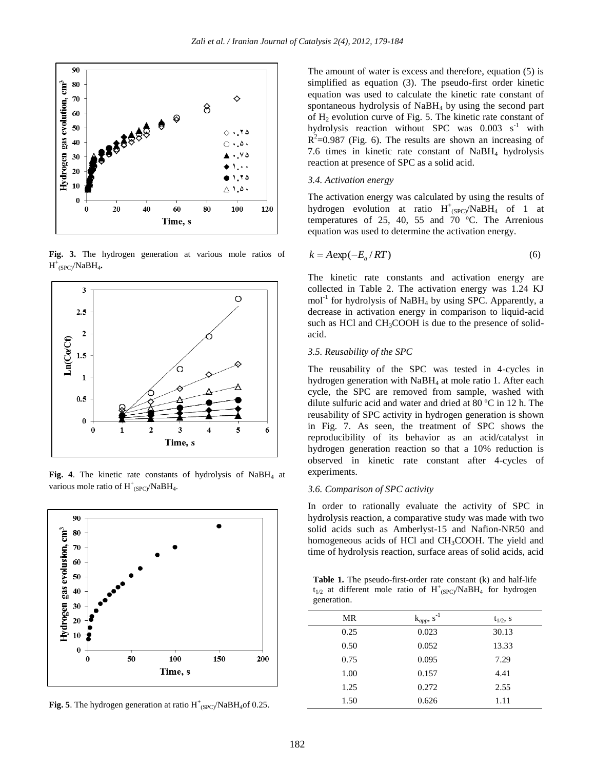Fig. 3. The hydrogen generation at various mole ratios of $H^{+}_{(SPC)}/NaBH_4$.

Fig. 4. The kinetic rate constants of hydrolysis of $NaBH_4$ at various mole ratio of $H^{+}_{(SPC)}/NaBH_4$.

Fig. 5. The hydrogen generation at ratio $H^{+}_{(SPC)}/NaBH_4$ of 0.25.

The amount of water is excess and therefore, equation (5) is simplified as equation (3). The pseudo-first order kinetic equation was used to calculate the kinetic rate constant of spontaneous hydrolysis of $NaBH_4$ by using the second part of $H_2$ evolution curve of Fig. 5. The kinetic rate constant of hydrolysis reaction without SPC was 0.003 $s^{-1}$ with $R^2$=0.987 (Fig. 6). The results are shown an increasing of 7.6 times in kinetic rate constant of $NaBH_4$ hydrolysis reaction at presence of SPC as a solid acid.

### 3.4. Activation energy

The activation energy was calculated by using the results of hydrogen evolution at ratio $H^{+}_{(SPC)}/NaBH_4$ of 1 at temperatures of 25, 40, 55 and 70 ºC. The Arrenious equation was used to determine the activation energy.

$$k = A\exp(-E_a / RT) \tag{6}$$

The kinetic rate constants and activation energy are collected in Table 2. The activation energy was 1.24 KJ $mol^{-1}$ for hydrolysis of $NaBH_4$ by using SPC. Apparently, a decrease in activation energy in comparison to liquid-acid such as HCl and $CH_3COOH$ is due to the presence of solid-acid.

### 3.5. Reusability of the SPC

The reusability of the SPC was tested in 4-cycles in hydrogen generation with $NaBH_4$ at mole ratio 1. After each cycle, the SPC are removed from sample, washed with dilute sulfuric acid and water and dried at 80 ºC in 12 h. The reusability of SPC activity in hydrogen generation is shown in Fig. 7. As seen, the treatment of SPC shows the reproducibility of its behavior as an acid/catalyst in hydrogen generation reaction so that a 10% reduction is observed in kinetic rate constant after 4-cycles of experiments.

### 3.6. Comparison of SPC activity

In order to rationally evaluate the activity of SPC in hydrolysis reaction, a comparative study was made with two solid acids such as Amberlyst-15 and Nafion-NR50 and homogeneous acids of HCl and $CH_3COOH$. The yield and time of hydrolysis reaction, surface areas of solid acids, acid

**Table 1.** The pseudo-first-order rate constant (k) and half-life $t_{1/2}$ at different mole ratio of $H^{+}_{(SPC)}/NaBH_4$ for hydrogen generation.

| MR | $k_{app}$, $s^{-1}$ | $t_{1/2}$, s |
|---|---|---|
| 0.25 | 0.023 | 30.13 |
| 0.50 | 0.052 | 13.33 |
| 0.75 | 0.095 | 7.29 |
| 1.00 | 0.157 | 4.41 |
| 1.25 | 0.272 | 2.55 |
| 1.50 | 0.626 | 1.11 |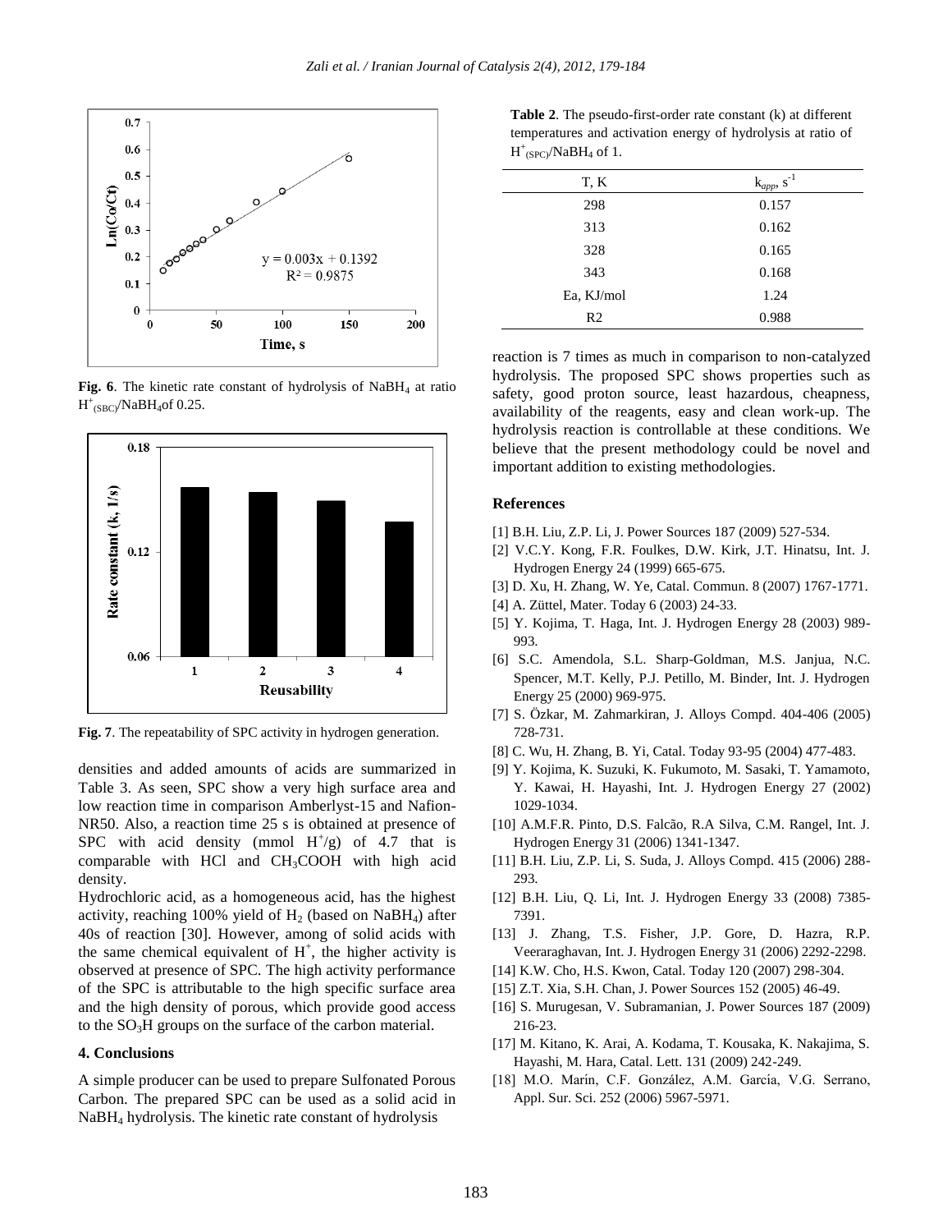**Fig. 6**. The kinetic rate constant of hydrolysis of $NaBH_4$ at ratio $H^+_{(SBC)}/NaBH_4$ of 0.25.

**Fig. 7**. The repeatability of SPC activity in hydrogen generation.

densities and added amounts of acids are summarized in Table 3. As seen, SPC show a very high surface area and low reaction time in comparison Amberlyst-15 and Nafion-NR50. Also, a reaction time 25 s is obtained at presence of SPC with acid density (mmol $H^+$/g) of 4.7 that is comparable with HCl and $CH_3COOH$ with high acid density.

Hydrochloric acid, as a homogeneous acid, has the highest activity, reaching 100% yield of $H_2$ (based on $NaBH_4$) after 40s of reaction [30]. However, among of solid acids with the same chemical equivalent of $H^+$, the higher activity is observed at presence of SPC. The high activity performance of the SPC is attributable to the high specific surface area and the high density of porous, which provide good access to the $SO_3H$ groups on the surface of the carbon material.

**Table 2**. The pseudo-first-order rate constant (k) at different temperatures and activation energy of hydrolysis at ratio of $H^+_{(SPC)}/NaBH_4$ of 1.

| T, K | $k_{app}$, $s^{-1}$ |
|---|---|
| 298 | 0.157 |
| 313 | 0.162 |
| 328 | 0.165 |
| 343 | 0.168 |
| Ea, KJ/mol | 1.24 |
| R2 | 0.988 |

## 4. Conclusions

A simple producer can be used to prepare Sulfonated Porous Carbon. The prepared SPC can be used as a solid acid in $NaBH_4$ hydrolysis. The kinetic rate constant of hydrolysis reaction is 7 times as much in comparison to non-catalyzed hydrolysis. The proposed SPC shows properties such as safety, good proton source, least hazardous, cheapness, availability of the reagents, easy and clean work-up. The hydrolysis reaction is controllable at these conditions. We believe that the present methodology could be novel and important addition to existing methodologies.

## References

[1] B.H. Liu, Z.P. Li, J. Power Sources 187 (2009) 527-534.

[2] V.C.Y. Kong, F.R. Foulkes, D.W. Kirk, J.T. Hinatsu, Int. J. Hydrogen Energy 24 (1999) 665-675.

[3] D. Xu, H. Zhang, W. Ye, Catal. Commun. 8 (2007) 1767-1771.

[4] A. Züttel, Mater. Today 6 (2003) 24-33.

[5] Y. Kojima, T. Haga, Int. J. Hydrogen Energy 28 (2003) 989-993.

[6] S.C. Amendola, S.L. Sharp-Goldman, M.S. Janjua, N.C. Spencer, M.T. Kelly, P.J. Petillo, M. Binder, Int. J. Hydrogen Energy 25 (2000) 969-975.

[7] S. Özkar, M. Zahmarkiran, J. Alloys Compd. 404-406 (2005) 728-731.

[8] C. Wu, H. Zhang, B. Yi, Catal. Today 93-95 (2004) 477-483.

[9] Y. Kojima, K. Suzuki, K. Fukumoto, M. Sasaki, T. Yamamoto, Y. Kawai, H. Hayashi, Int. J. Hydrogen Energy 27 (2002) 1029-1034.

[10] A.M.F.R. Pinto, D.S. Falcão, R.A Silva, C.M. Rangel, Int. J. Hydrogen Energy 31 (2006) 1341-1347.

[11] B.H. Liu, Z.P. Li, S. Suda, J. Alloys Compd. 415 (2006) 288-293.

[12] B.H. Liu, Q. Li, Int. J. Hydrogen Energy 33 (2008) 7385-7391.

[13] J. Zhang, T.S. Fisher, J.P. Gore, D. Hazra, R.P. Veeraraghavan, Int. J. Hydrogen Energy 31 (2006) 2292-2298.

[14] K.W. Cho, H.S. Kwon, Catal. Today 120 (2007) 298-304.

[15] Z.T. Xia, S.H. Chan, J. Power Sources 152 (2005) 46-49.

[16] S. Murugesan, V. Subramanian, J. Power Sources 187 (2009) 216-23.

[17] M. Kitano, K. Arai, A. Kodama, T. Kousaka, K. Nakajima, S. Hayashi, M. Hara, Catal. Lett. 131 (2009) 242-249.

[18] M.O. Marín, C.F. González, A.M. García, V.G. Serrano, Appl. Sur. Sci. 252 (2006) 5967-5971.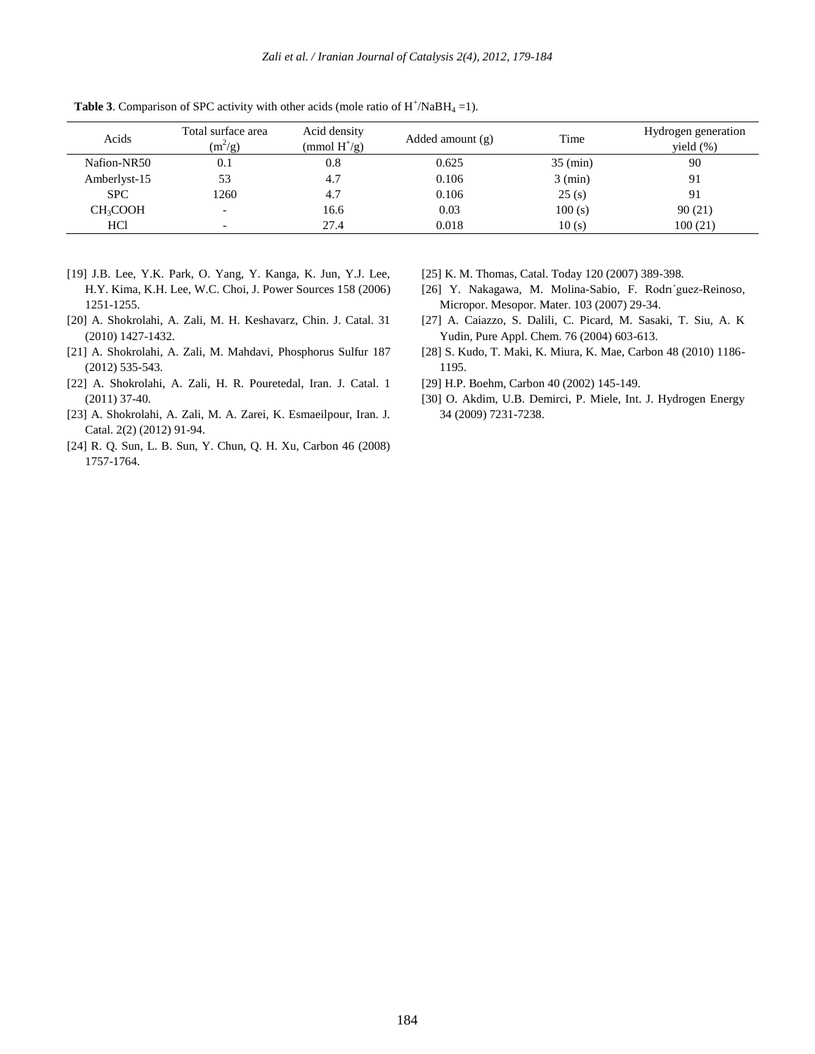**Table 3**. Comparison of SPC activity with other acids (mole ratio of $H^+/NaBH_4$ =1).

| Acids | Total surface area ($m^2/g$) | Acid density (mmol $H^+/g$) | Added amount (g) | Time | Hydrogen generation yield (%) |
|---|---|---|---|---|---|
| Nafion-NR50 | 0.1 | 0.8 | 0.625 | 35 (min) | 90 |
| Amberlyst-15 | 53 | 4.7 | 0.106 | 3 (min) | 91 |
| SPC | 1260 | 4.7 | 0.106 | 25 (s) | 91 |
| $CH_3COOH$ | - | 16.6 | 0.03 | 100 (s) | 90 (21) |
| HCl | - | 27.4 | 0.018 | 10 (s) | 100 (21) |

[19] J.B. Lee, Y.K. Park, O. Yang, Y. Kanga, K. Jun, Y.J. Lee, H.Y. Kima, K.H. Lee, W.C. Choi, J. Power Sources 158 (2006) 1251-1255.

[20] A. Shokrolahi, A. Zali, M. H. Keshavarz, Chin. J. Catal. 31 (2010) 1427-1432.

[21] A. Shokrolahi, A. Zali, M. Mahdavi, Phosphorus Sulfur 187 (2012) 535-543.

[22] A. Shokrolahi, A. Zali, H. R. Pouretedal, Iran. J. Catal. 1 (2011) 37-40.

[23] A. Shokrolahi, A. Zali, M. A. Zarei, K. Esmaeilpour, Iran. J. Catal. 2(2) (2012) 91-94.

[24] R. Q. Sun, L. B. Sun, Y. Chun, Q. H. Xu, Carbon 46 (2008) 1757-1764.

[25] K. M. Thomas, Catal. Today 120 (2007) 389-398.

[26] Y. Nakagawa, M. Molina-Sabio, F. Rodrı´guez-Reinoso, Micropor. Mesopor. Mater. 103 (2007) 29-34.

[27] A. Caiazzo, S. Dalili, C. Picard, M. Sasaki, T. Siu, A. K Yudin, Pure Appl. Chem. 76 (2004) 603-613.

[28] S. Kudo, T. Maki, K. Miura, K. Mae, Carbon 48 (2010) 1186-1195.

[29] H.P. Boehm, Carbon 40 (2002) 145-149.

[30] O. Akdim, U.B. Demirci, P. Miele, Int. J. Hydrogen Energy 34 (2009) 7231-7238.